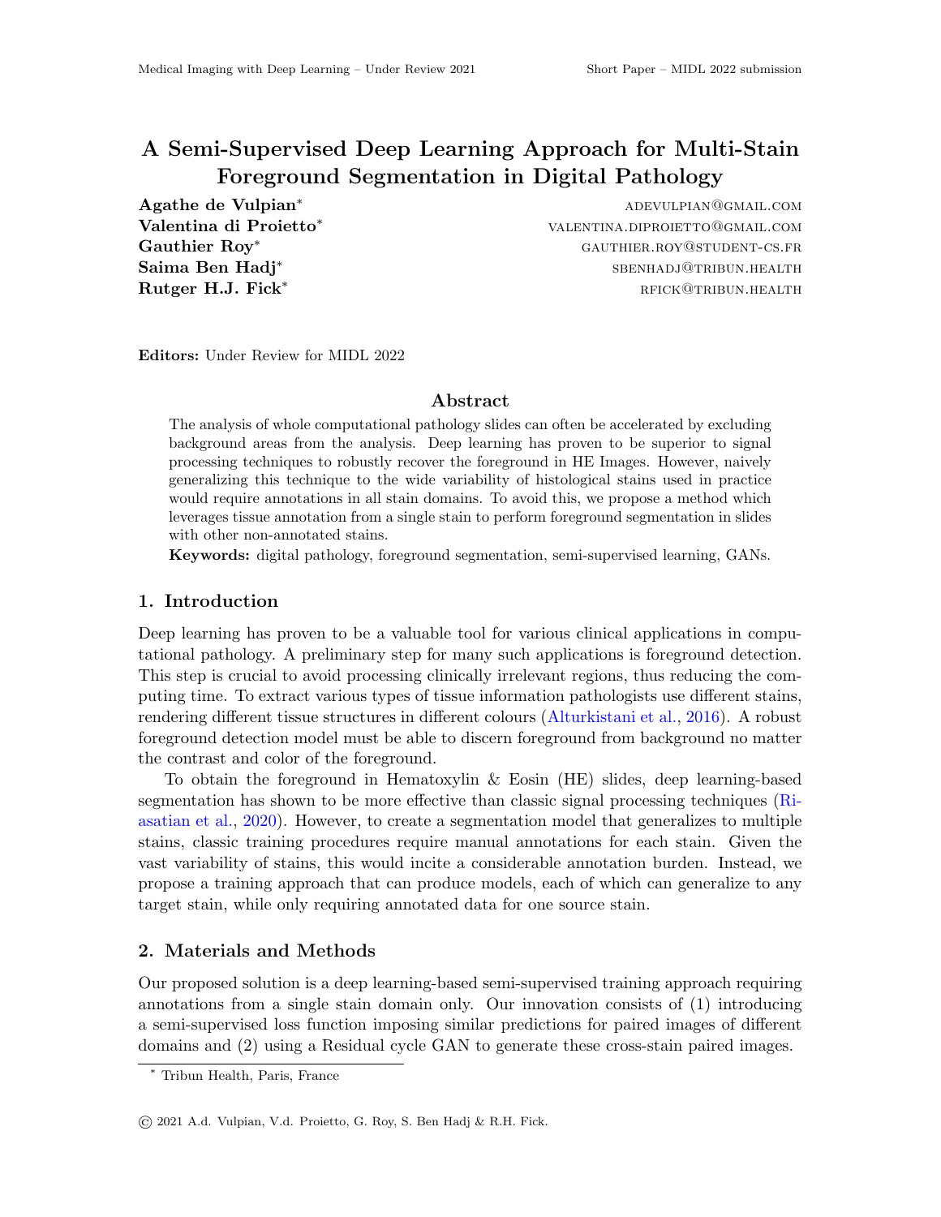# A Semi-Supervised Deep Learning Approach for Multi-Stain Foreground Segmentation in Digital Pathology

**Agathe de Vulpian*** ADEVULPIAN@GMAIL.COM
**Valentina di Proietto*** VALENTINA.DIPROIETTO@GMAIL.COM
**Gauthier Roy*** GAUTHIER.ROY@STUDENT-CS.FR
**Saima Ben Hadj*** SBENHADJ@TRIBUN.HEALTH
**Rutger H.J. Fick*** RFICK@TRIBUN.HEALTH

**Editors:** Under Review for MIDL 2022

## Abstract

The analysis of whole computational pathology slides can often be accelerated by excluding background areas from the analysis. Deep learning has proven to be superior to signal processing techniques to robustly recover the foreground in HE Images. However, naively generalizing this technique to the wide variability of histological stains used in practice would require annotations in all stain domains. To avoid this, we propose a method which leverages tissue annotation from a single stain to perform foreground segmentation in slides with other non-annotated stains.

**Keywords:** digital pathology, foreground segmentation, semi-supervised learning, GANs.

## 1. Introduction

Deep learning has proven to be a valuable tool for various clinical applications in computational pathology. A preliminary step for many such applications is foreground detection. This step is crucial to avoid processing clinically irrelevant regions, thus reducing the computing time. To extract various types of tissue information pathologists use different stains, rendering different tissue structures in different colours (Alturkistani et al., 2016). A robust foreground detection model must be able to discern foreground from background no matter the contrast and color of the foreground.

To obtain the foreground in Hematoxylin & Eosin (HE) slides, deep learning-based segmentation has shown to be more effective than classic signal processing techniques (Riasatian et al., 2020). However, to create a segmentation model that generalizes to multiple stains, classic training procedures require manual annotations for each stain. Given the vast variability of stains, this would incite a considerable annotation burden. Instead, we propose a training approach that can produce models, each of which can generalize to any target stain, while only requiring annotated data for one source stain.

## 2. Materials and Methods

Our proposed solution is a deep learning-based semi-supervised training approach requiring annotations from a single stain domain only. Our innovation consists of (1) introducing a semi-supervised loss function imposing similar predictions for paired images of different domains and (2) using a Residual cycle GAN to generate these cross-stain paired images.

* Tribun Health, Paris, France

© 2021 A.d. Vulpian, V.d. Proietto, G. Roy, S. Ben Hadj & R.H. Fick.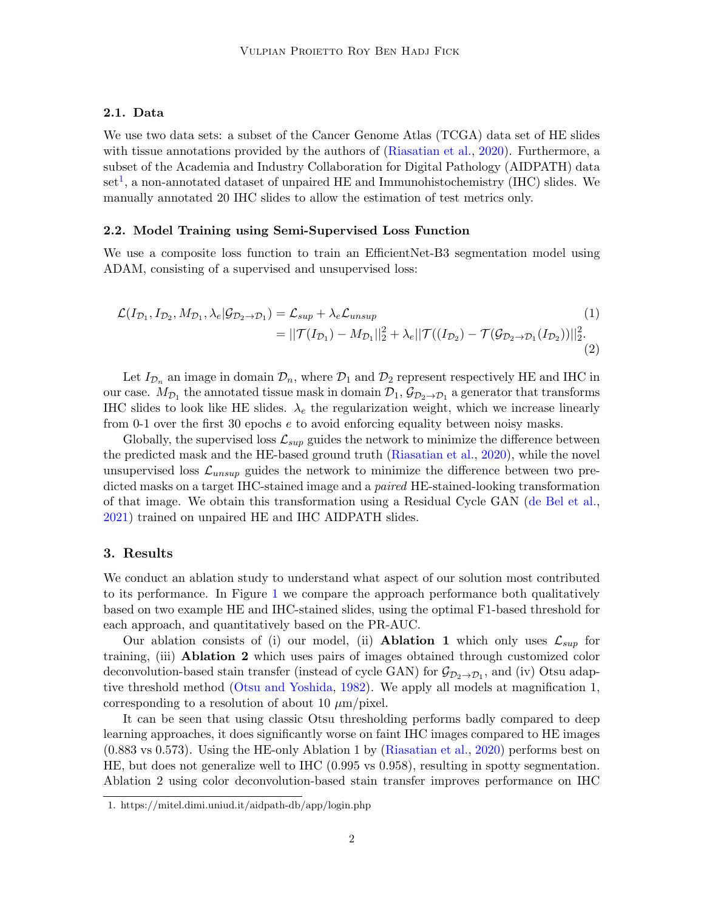### 2.1. Data

We use two data sets: a subset of the Cancer Genome Atlas (TCGA) data set of HE slides with tissue annotations provided by the authors of (Riasatian et al., 2020). Furthermore, a subset of the Academia and Industry Collaboration for Digital Pathology (AIDPATH) data set[1], a non-annotated dataset of unpaired HE and Immunohistochemistry (IHC) slides. We manually annotated 20 IHC slides to allow the estimation of test metrics only.

### 2.2. Model Training using Semi-Supervised Loss Function

We use a composite loss function to train an EfficientNet-B3 segmentation model using ADAM, consisting of a supervised and unsupervised loss:

$$\mathcal{L}(I_{\mathcal{D}_1}, I_{\mathcal{D}_2}, M_{\mathcal{D}_1}, \lambda_e | \mathcal{G}_{\mathcal{D}_2 \to \mathcal{D}_1}) = \mathcal{L}_{sup} + \lambda_e \mathcal{L}_{unsup} \tag{1}$$

$$= ||\mathcal{T}(I_{\mathcal{D}_1}) - M_{\mathcal{D}_1}||_2^2 + \lambda_e ||\mathcal{T}((I_{\mathcal{D}_2}) - \mathcal{T}(\mathcal{G}_{\mathcal{D}_2 \to \mathcal{D}_1}(I_{\mathcal{D}_2}))||_2^2. \tag{2}$$

Let $I_{\mathcal{D}_n}$ an image in domain $\mathcal{D}_n$, where $\mathcal{D}_1$ and $\mathcal{D}_2$ represent respectively HE and IHC in our case. $M_{\mathcal{D}_1}$ the annotated tissue mask in domain $\mathcal{D}_1$, $\mathcal{G}_{\mathcal{D}_2 \to \mathcal{D}_1}$ a generator that transforms IHC slides to look like HE slides. $\lambda_e$ the regularization weight, which we increase linearly from 0-1 over the first 30 epochs $e$ to avoid enforcing equality between noisy masks.

Globally, the supervised loss $\mathcal{L}_{sup}$ guides the network to minimize the difference between the predicted mask and the HE-based ground truth (Riasatian et al., 2020), while the novel unsupervised loss $\mathcal{L}_{unsup}$ guides the network to minimize the difference between two predicted masks on a target IHC-stained image and a *paired* HE-stained-looking transformation of that image. We obtain this transformation using a Residual Cycle GAN (de Bel et al., 2021) trained on unpaired HE and IHC AIDPATH slides.

## 3. Results

We conduct an ablation study to understand what aspect of our solution most contributed to its performance. In Figure 1 we compare the approach performance both qualitatively based on two example HE and IHC-stained slides, using the optimal F1-based threshold for each approach, and quantitatively based on the PR-AUC.

Our ablation consists of (i) our model, (ii) **Ablation 1** which only uses $\mathcal{L}_{sup}$ for training, (iii) **Ablation 2** which uses pairs of images obtained through customized color deconvolution-based stain transfer (instead of cycle GAN) for $\mathcal{G}_{\mathcal{D}_2 \to \mathcal{D}_1}$, and (iv) Otsu adaptive threshold method (Otsu and Yoshida, 1982). We apply all models at magnification 1, corresponding to a resolution of about 10 $\mu$m/pixel.

It can be seen that using classic Otsu thresholding performs badly compared to deep learning approaches, it does significantly worse on faint IHC images compared to HE images (0.883 vs 0.573). Using the HE-only Ablation 1 by (Riasatian et al., 2020) performs best on HE, but does not generalize well to IHC (0.995 vs 0.958), resulting in spotty segmentation. Ablation 2 using color deconvolution-based stain transfer improves performance on IHC

[1] https://mitel.dimi.uniud.it/aidpath-db/app/login.php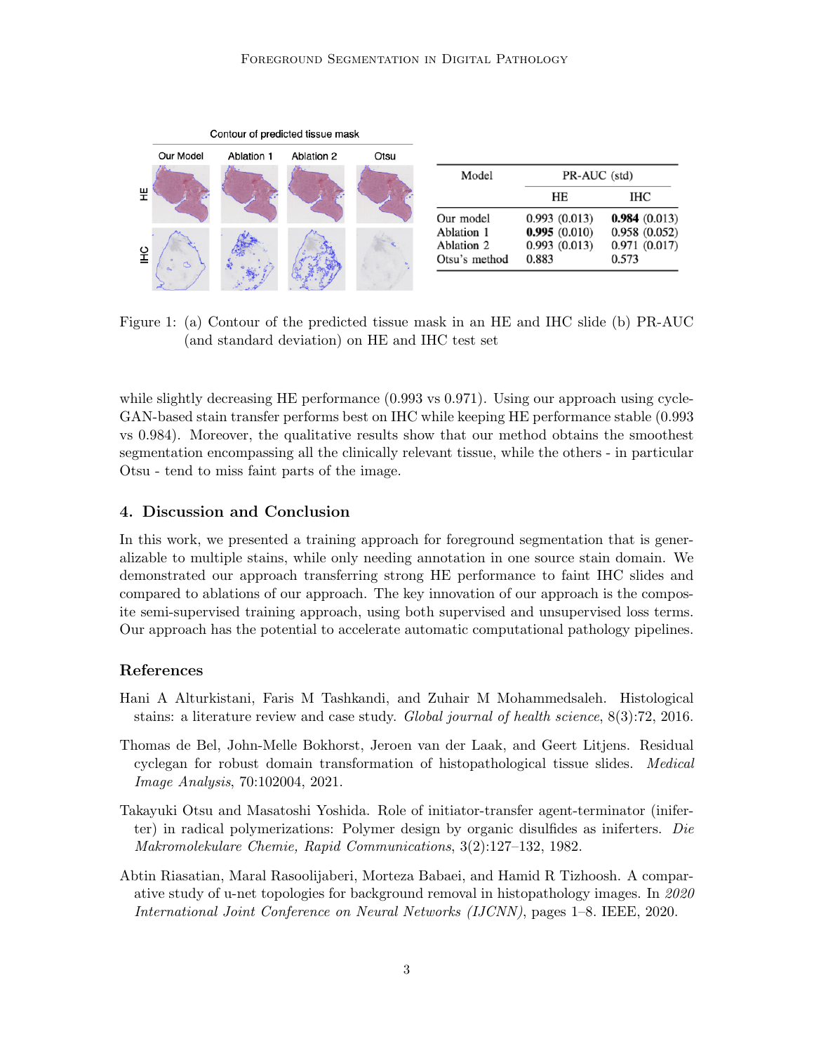Contour of predicted tissue mask

Our Model

Ablation 1

Ablation 2

Otsu

HE

IHC

| Model | PR-AUC (std) | |
|---|---|---|
| | HE | IHC |
| Our model | 0.993 (0.013) | **0.984** (0.013) |
| Ablation 1 | **0.995** (0.010) | 0.958 (0.052) |
| Ablation 2 | 0.993 (0.013) | 0.971 (0.017) |
| Otsu's method | 0.883 | 0.573 |

Figure 1: (a) Contour of the predicted tissue mask in an HE and IHC slide (b) PR-AUC (and standard deviation) on HE and IHC test set

while slightly decreasing HE performance (0.993 vs 0.971). Using our approach using cycle-GAN-based stain transfer performs best on IHC while keeping HE performance stable (0.993 vs 0.984). Moreover, the qualitative results show that our method obtains the smoothest segmentation encompassing all the clinically relevant tissue, while the others - in particular Otsu - tend to miss faint parts of the image.

## 4. Discussion and Conclusion

In this work, we presented a training approach for foreground segmentation that is generalizable to multiple stains, while only needing annotation in one source stain domain. We demonstrated our approach transferring strong HE performance to faint IHC slides and compared to ablations of our approach. The key innovation of our approach is the composite semi-supervised training approach, using both supervised and unsupervised loss terms. Our approach has the potential to accelerate automatic computational pathology pipelines.

## References

Hani A Alturkistani, Faris M Tashkandi, and Zuhair M Mohammedsaleh. Histological stains: a literature review and case study. *Global journal of health science*, 8(3):72, 2016.

Thomas de Bel, John-Melle Bokhorst, Jeroen van der Laak, and Geert Litjens. Residual cyclegan for robust domain transformation of histopathological tissue slides. *Medical Image Analysis*, 70:102004, 2021.

Takayuki Otsu and Masatoshi Yoshida. Role of initiator-transfer agent-terminator (iniferter) in radical polymerizations: Polymer design by organic disulfides as iniferters. *Die Makromolekulare Chemie, Rapid Communications*, 3(2):127–132, 1982.

Abtin Riasatian, Maral Rasoolijaberi, Morteza Babaei, and Hamid R Tizhoosh. A comparative study of u-net topologies for background removal in histopathology images. In *2020 International Joint Conference on Neural Networks (IJCNN)*, pages 1–8. IEEE, 2020.